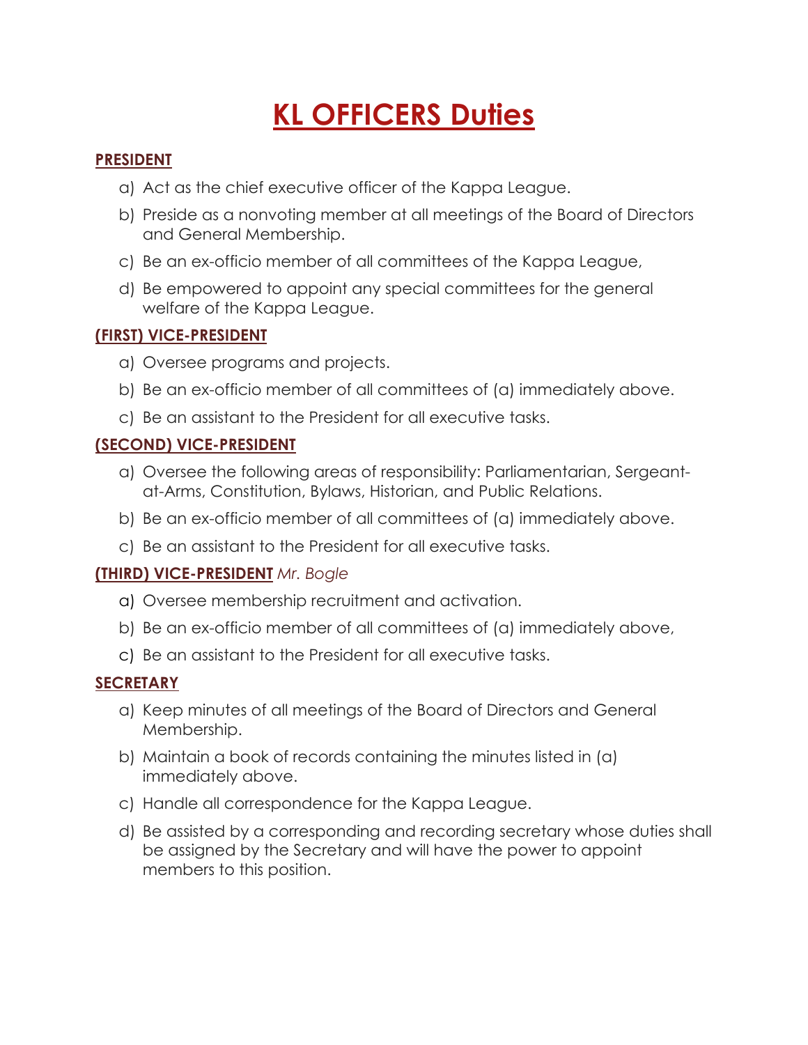# KL OFFICERS Duties

## PRESIDENT

a) Act as the chief executive officer of the Kappa League.

b) Preside as a nonvoting member at all meetings of the Board of Directors and General Membership.

c) Be an ex-officio member of all committees of the Kappa League,

d) Be empowered to appoint any special committees for the general welfare of the Kappa League.

## (FIRST) VICE-PRESIDENT

a) Oversee programs and projects.

b) Be an ex-officio member of all committees of (a) immediately above.

c) Be an assistant to the President for all executive tasks.

## (SECOND) VICE-PRESIDENT

a) Oversee the following areas of responsibility: Parliamentarian, Sergeant-at-Arms, Constitution, Bylaws, Historian, and Public Relations.

b) Be an ex-officio member of all committees of (a) immediately above.

c) Be an assistant to the President for all executive tasks.

## (THIRD) VICE-PRESIDENT *Mr. Bogle*

a) Oversee membership recruitment and activation.

b) Be an ex-officio member of all committees of (a) immediately above,

c) Be an assistant to the President for all executive tasks.

## SECRETARY

a) Keep minutes of all meetings of the Board of Directors and General Membership.

b) Maintain a book of records containing the minutes listed in (a) immediately above.

c) Handle all correspondence for the Kappa League.

d) Be assisted by a corresponding and recording secretary whose duties shall be assigned by the Secretary and will have the power to appoint members to this position.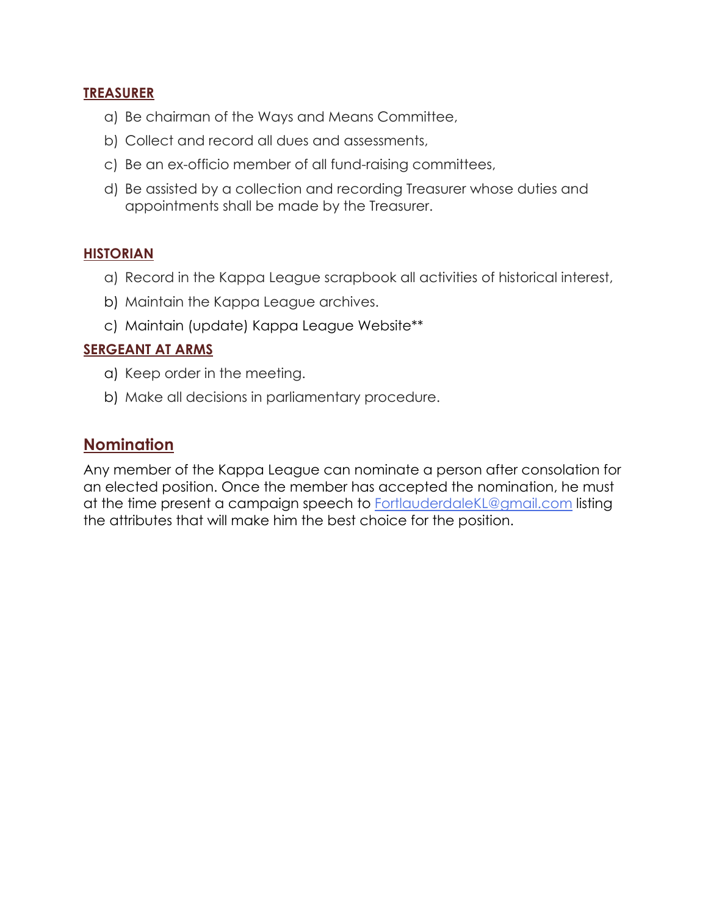### TREASURER

a) Be chairman of the Ways and Means Committee,

b) Collect and record all dues and assessments,

c) Be an ex-officio member of all fund-raising committees,

d) Be assisted by a collection and recording Treasurer whose duties and appointments shall be made by the Treasurer.

### HISTORIAN

a) Record in the Kappa League scrapbook all activities of historical interest,

b) Maintain the Kappa League archives.

c) Maintain (update) Kappa League Website**

### SERGEANT AT ARMS

a) Keep order in the meeting.

b) Make all decisions in parliamentary procedure.

## Nomination

Any member of the Kappa League can nominate a person after consolation for an elected position. Once the member has accepted the nomination, he must at the time present a campaign speech to FortlauderdaleKL@gmail.com listing the attributes that will make him the best choice for the position.